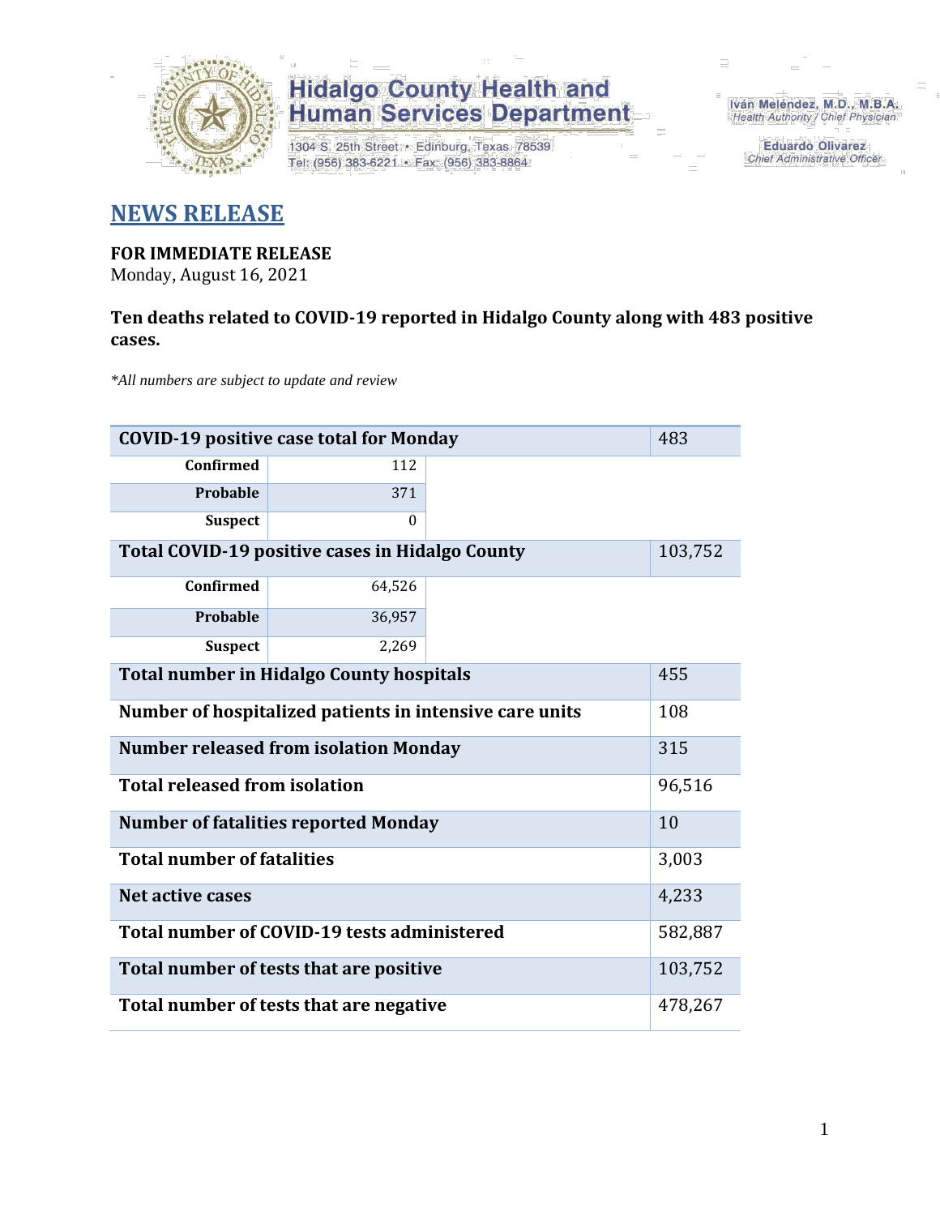# Hidalgo County Health and Human Services Department

1304 S. 25th Street • Edinburg, Texas 78539
Tel: (956) 383-6221 • Fax: (956) 383-8864

Iván Meléndez, M.D., M.B.A.
Health Authority / Chief Physician

Eduardo Olivarez
Chief Administrative Officer

## NEWS RELEASE

**FOR IMMEDIATE RELEASE**
Monday, August 16, 2021

**Ten deaths related to COVID-19 reported in Hidalgo County along with 483 positive cases.**

*\*All numbers are subject to update and review*

| COVID-19 positive case total for Monday | | 483 |
|---|---|---|
| Confirmed | 112 | |
| Probable | 371 | |
| Suspect | 0 | |
| **Total COVID-19 positive cases in Hidalgo County** | | 103,752 |
| Confirmed | 64,526 | |
| Probable | 36,957 | |
| Suspect | 2,269 | |
| **Total number in Hidalgo County hospitals** | | 455 |
| **Number of hospitalized patients in intensive care units** | | 108 |
| **Number released from isolation Monday** | | 315 |
| **Total released from isolation** | | 96,516 |
| **Number of fatalities reported Monday** | | 10 |
| **Total number of fatalities** | | 3,003 |
| **Net active cases** | | 4,233 |
| **Total number of COVID-19 tests administered** | | 582,887 |
| **Total number of tests that are positive** | | 103,752 |
| **Total number of tests that are negative** | | 478,267 |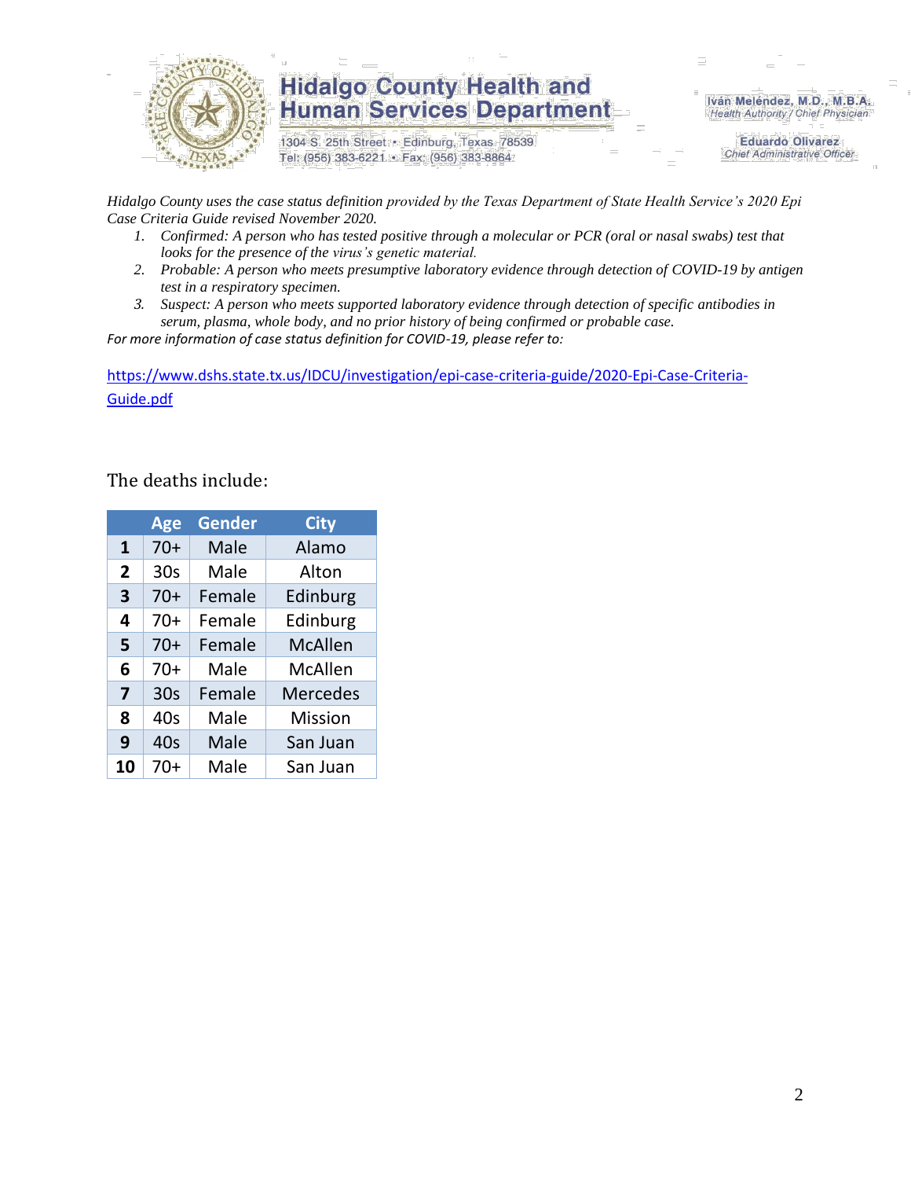# Hidalgo County Health and Human Services Department

1304 S. 25th Street • Edinburg, Texas 78539
Tel: (956) 383-6221 • Fax: (956) 383-8864

Iván Meléndez, M.D., M.B.A.
*Health Authority / Chief Physician*

Eduardo Olivarez
*Chief Administrative Officer*

*Hidalgo County uses the case status definition provided by the Texas Department of State Health Service's 2020 Epi Case Criteria Guide revised November 2020.*

1. *Confirmed: A person who has tested positive through a molecular or PCR (oral or nasal swabs) test that looks for the presence of the virus's genetic material.*
2. *Probable: A person who meets presumptive laboratory evidence through detection of COVID-19 by antigen test in a respiratory specimen.*
3. *Suspect: A person who meets supported laboratory evidence through detection of specific antibodies in serum, plasma, whole body, and no prior history of being confirmed or probable case.*

*For more information of case status definition for COVID-19, please refer to:*

https://www.dshs.state.tx.us/IDCU/investigation/epi-case-criteria-guide/2020-Epi-Case-Criteria-Guide.pdf

The deaths include:

| | Age | Gender | City |
|---|---|---|---|
| **1** | 70+ | Male | Alamo |
| **2** | 30s | Male | Alton |
| **3** | 70+ | Female | Edinburg |
| **4** | 70+ | Female | Edinburg |
| **5** | 70+ | Female | McAllen |
| **6** | 70+ | Male | McAllen |
| **7** | 30s | Female | Mercedes |
| **8** | 40s | Male | Mission |
| **9** | 40s | Male | San Juan |
| **10** | 70+ | Male | San Juan |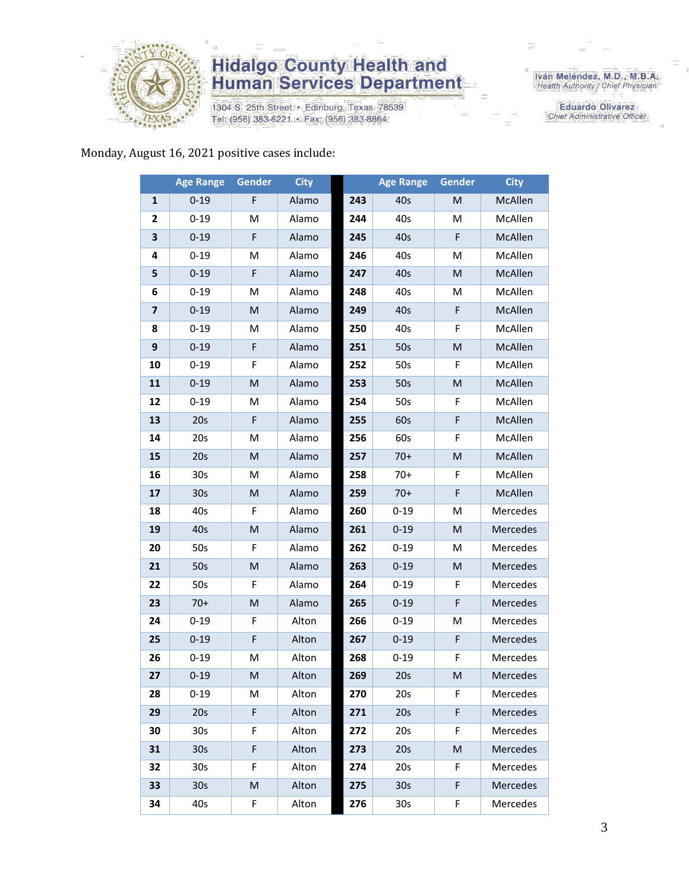# Hidalgo County Health and Human Services Department

1304 S. 25th Street • Edinburg, Texas 78539
Tel: (956) 383-6221 • Fax: (956) 383-8864

Iván Meléndez, M.D., M.B.A.
Health Authority / Chief Physician

Eduardo Olivarez
Chief Administrative Officer

Monday, August 16, 2021 positive cases include:

| | Age Range | Gender | City | | Age Range | Gender | City |
|---|---|---|---|---|---|---|---|
| 1 | 0-19 | F | Alamo | 243 | 40s | M | McAllen |
| 2 | 0-19 | M | Alamo | 244 | 40s | M | McAllen |
| 3 | 0-19 | F | Alamo | 245 | 40s | F | McAllen |
| 4 | 0-19 | M | Alamo | 246 | 40s | M | McAllen |
| 5 | 0-19 | F | Alamo | 247 | 40s | M | McAllen |
| 6 | 0-19 | M | Alamo | 248 | 40s | M | McAllen |
| 7 | 0-19 | M | Alamo | 249 | 40s | F | McAllen |
| 8 | 0-19 | M | Alamo | 250 | 40s | F | McAllen |
| 9 | 0-19 | F | Alamo | 251 | 50s | M | McAllen |
| 10 | 0-19 | F | Alamo | 252 | 50s | F | McAllen |
| 11 | 0-19 | M | Alamo | 253 | 50s | M | McAllen |
| 12 | 0-19 | M | Alamo | 254 | 50s | F | McAllen |
| 13 | 20s | F | Alamo | 255 | 60s | F | McAllen |
| 14 | 20s | M | Alamo | 256 | 60s | F | McAllen |
| 15 | 20s | M | Alamo | 257 | 70+ | M | McAllen |
| 16 | 30s | M | Alamo | 258 | 70+ | F | McAllen |
| 17 | 30s | M | Alamo | 259 | 70+ | F | McAllen |
| 18 | 40s | F | Alamo | 260 | 0-19 | M | Mercedes |
| 19 | 40s | M | Alamo | 261 | 0-19 | M | Mercedes |
| 20 | 50s | F | Alamo | 262 | 0-19 | M | Mercedes |
| 21 | 50s | M | Alamo | 263 | 0-19 | M | Mercedes |
| 22 | 50s | F | Alamo | 264 | 0-19 | F | Mercedes |
| 23 | 70+ | M | Alamo | 265 | 0-19 | F | Mercedes |
| 24 | 0-19 | F | Alton | 266 | 0-19 | M | Mercedes |
| 25 | 0-19 | F | Alton | 267 | 0-19 | F | Mercedes |
| 26 | 0-19 | M | Alton | 268 | 0-19 | F | Mercedes |
| 27 | 0-19 | M | Alton | 269 | 20s | M | Mercedes |
| 28 | 0-19 | M | Alton | 270 | 20s | F | Mercedes |
| 29 | 20s | F | Alton | 271 | 20s | F | Mercedes |
| 30 | 30s | F | Alton | 272 | 20s | F | Mercedes |
| 31 | 30s | F | Alton | 273 | 20s | M | Mercedes |
| 32 | 30s | F | Alton | 274 | 20s | F | Mercedes |
| 33 | 30s | M | Alton | 275 | 30s | F | Mercedes |
| 34 | 40s | F | Alton | 276 | 30s | F | Mercedes |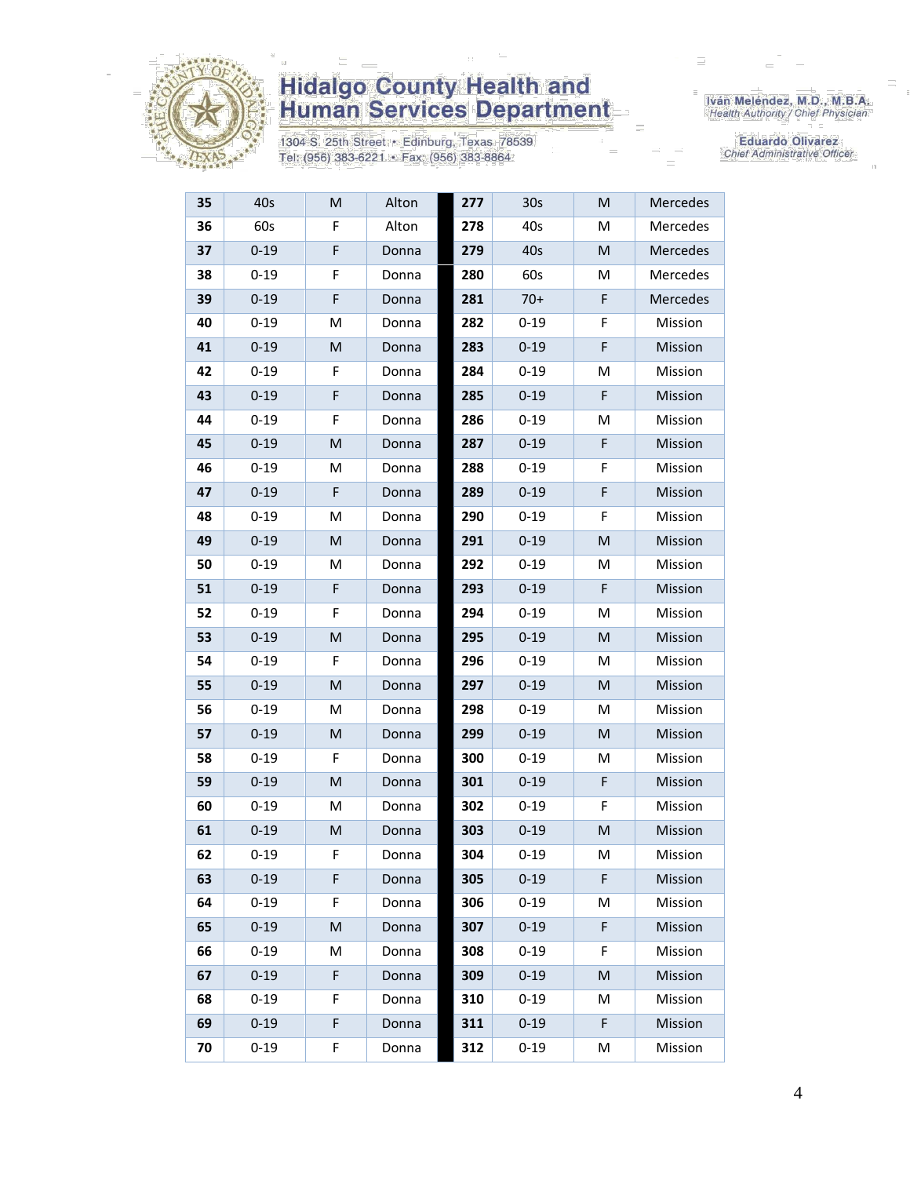| | | | | | | | |
|---|---|---|---|---|---|---|---|
| **35** | 40s | M | Alton | **277** | 30s | M | Mercedes |
| **36** | 60s | F | Alton | **278** | 40s | M | Mercedes |
| **37** | 0-19 | F | Donna | **279** | 40s | M | Mercedes |
| **38** | 0-19 | F | Donna | **280** | 60s | M | Mercedes |
| **39** | 0-19 | F | Donna | **281** | 70+ | F | Mercedes |
| **40** | 0-19 | M | Donna | **282** | 0-19 | F | Mission |
| **41** | 0-19 | M | Donna | **283** | 0-19 | F | Mission |
| **42** | 0-19 | F | Donna | **284** | 0-19 | M | Mission |
| **43** | 0-19 | F | Donna | **285** | 0-19 | F | Mission |
| **44** | 0-19 | F | Donna | **286** | 0-19 | M | Mission |
| **45** | 0-19 | M | Donna | **287** | 0-19 | F | Mission |
| **46** | 0-19 | M | Donna | **288** | 0-19 | F | Mission |
| **47** | 0-19 | F | Donna | **289** | 0-19 | F | Mission |
| **48** | 0-19 | M | Donna | **290** | 0-19 | F | Mission |
| **49** | 0-19 | M | Donna | **291** | 0-19 | M | Mission |
| **50** | 0-19 | M | Donna | **292** | 0-19 | M | Mission |
| **51** | 0-19 | F | Donna | **293** | 0-19 | F | Mission |
| **52** | 0-19 | F | Donna | **294** | 0-19 | M | Mission |
| **53** | 0-19 | M | Donna | **295** | 0-19 | M | Mission |
| **54** | 0-19 | F | Donna | **296** | 0-19 | M | Mission |
| **55** | 0-19 | M | Donna | **297** | 0-19 | M | Mission |
| **56** | 0-19 | M | Donna | **298** | 0-19 | M | Mission |
| **57** | 0-19 | M | Donna | **299** | 0-19 | M | Mission |
| **58** | 0-19 | F | Donna | **300** | 0-19 | M | Mission |
| **59** | 0-19 | M | Donna | **301** | 0-19 | F | Mission |
| **60** | 0-19 | M | Donna | **302** | 0-19 | F | Mission |
| **61** | 0-19 | M | Donna | **303** | 0-19 | M | Mission |
| **62** | 0-19 | F | Donna | **304** | 0-19 | M | Mission |
| **63** | 0-19 | F | Donna | **305** | 0-19 | F | Mission |
| **64** | 0-19 | F | Donna | **306** | 0-19 | M | Mission |
| **65** | 0-19 | M | Donna | **307** | 0-19 | F | Mission |
| **66** | 0-19 | M | Donna | **308** | 0-19 | F | Mission |
| **67** | 0-19 | F | Donna | **309** | 0-19 | M | Mission |
| **68** | 0-19 | F | Donna | **310** | 0-19 | M | Mission |
| **69** | 0-19 | F | Donna | **311** | 0-19 | F | Mission |
| **70** | 0-19 | F | Donna | **312** | 0-19 | M | Mission |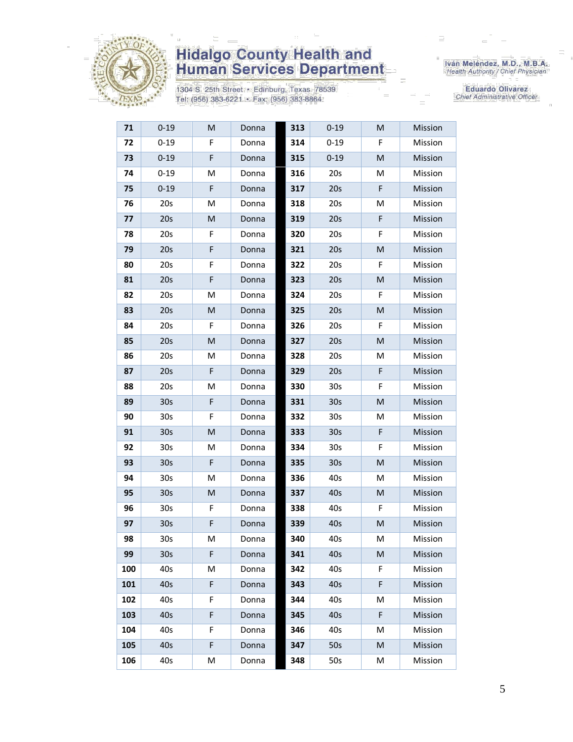| | | | |
|---|---|---|---|
| **71** | 0-19 | M | Donna |
| **72** | 0-19 | F | Donna |
| **73** | 0-19 | F | Donna |
| **74** | 0-19 | M | Donna |
| **75** | 0-19 | F | Donna |
| **76** | 20s | M | Donna |
| **77** | 20s | M | Donna |
| **78** | 20s | F | Donna |
| **79** | 20s | F | Donna |
| **80** | 20s | F | Donna |
| **81** | 20s | F | Donna |
| **82** | 20s | M | Donna |
| **83** | 20s | M | Donna |
| **84** | 20s | F | Donna |
| **85** | 20s | M | Donna |
| **86** | 20s | M | Donna |
| **87** | 20s | F | Donna |
| **88** | 20s | M | Donna |
| **89** | 30s | F | Donna |
| **90** | 30s | F | Donna |
| **91** | 30s | M | Donna |
| **92** | 30s | M | Donna |
| **93** | 30s | F | Donna |
| **94** | 30s | M | Donna |
| **95** | 30s | M | Donna |
| **96** | 30s | F | Donna |
| **97** | 30s | F | Donna |
| **98** | 30s | M | Donna |
| **99** | 30s | F | Donna |
| **100** | 40s | M | Donna |
| **101** | 40s | F | Donna |
| **102** | 40s | F | Donna |
| **103** | 40s | F | Donna |
| **104** | 40s | F | Donna |
| **105** | 40s | F | Donna |
| **106** | 40s | M | Donna |
| **313** | 0-19 | M | Mission |
| **314** | 0-19 | F | Mission |
| **315** | 0-19 | M | Mission |
| **316** | 20s | M | Mission |
| **317** | 20s | F | Mission |
| **318** | 20s | M | Mission |
| **319** | 20s | F | Mission |
| **320** | 20s | F | Mission |
| **321** | 20s | M | Mission |
| **322** | 20s | F | Mission |
| **323** | 20s | M | Mission |
| **324** | 20s | F | Mission |
| **325** | 20s | M | Mission |
| **326** | 20s | F | Mission |
| **327** | 20s | M | Mission |
| **328** | 20s | M | Mission |
| **329** | 20s | F | Mission |
| **330** | 30s | F | Mission |
| **331** | 30s | M | Mission |
| **332** | 30s | M | Mission |
| **333** | 30s | F | Mission |
| **334** | 30s | F | Mission |
| **335** | 30s | M | Mission |
| **336** | 40s | M | Mission |
| **337** | 40s | M | Mission |
| **338** | 40s | F | Mission |
| **339** | 40s | M | Mission |
| **340** | 40s | M | Mission |
| **341** | 40s | M | Mission |
| **342** | 40s | F | Mission |
| **343** | 40s | F | Mission |
| **344** | 40s | M | Mission |
| **345** | 40s | F | Mission |
| **346** | 40s | M | Mission |
| **347** | 50s | M | Mission |
| **348** | 50s | M | Mission |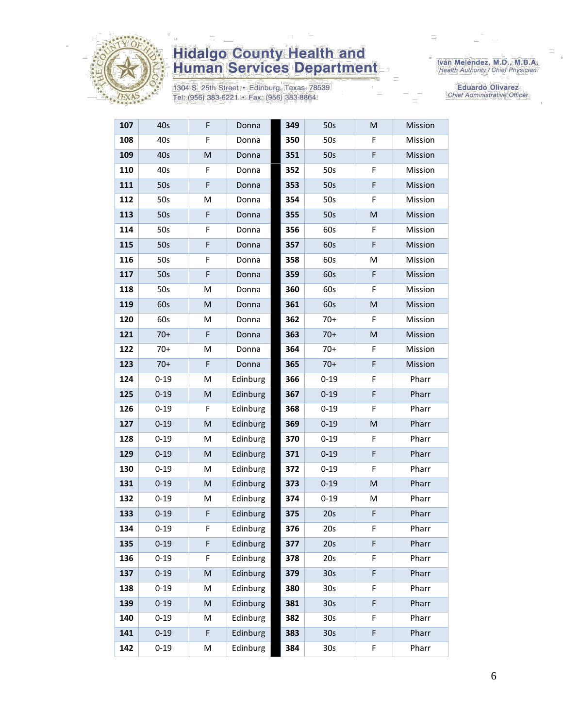# Hidalgo County Health and Human Services Department

1304 S. 25th Street • Edinburg, Texas 78539
Tel: (956) 383-6221 • Fax: (956) 383-8864

Iván Meléndez, M.D., M.B.A.
*Health Authority / Chief Physician*

Eduardo Olivarez
*Chief Administrative Officer*

| | | | | | | | |
|---|---|---|---|---|---|---|---|
| **107** | 40s | F | Donna | **349** | 50s | M | Mission |
| **108** | 40s | F | Donna | **350** | 50s | F | Mission |
| **109** | 40s | M | Donna | **351** | 50s | F | Mission |
| **110** | 40s | F | Donna | **352** | 50s | F | Mission |
| **111** | 50s | F | Donna | **353** | 50s | F | Mission |
| **112** | 50s | M | Donna | **354** | 50s | F | Mission |
| **113** | 50s | F | Donna | **355** | 50s | M | Mission |
| **114** | 50s | F | Donna | **356** | 60s | F | Mission |
| **115** | 50s | F | Donna | **357** | 60s | F | Mission |
| **116** | 50s | F | Donna | **358** | 60s | M | Mission |
| **117** | 50s | F | Donna | **359** | 60s | F | Mission |
| **118** | 50s | M | Donna | **360** | 60s | F | Mission |
| **119** | 60s | M | Donna | **361** | 60s | M | Mission |
| **120** | 60s | M | Donna | **362** | 70+ | F | Mission |
| **121** | 70+ | F | Donna | **363** | 70+ | M | Mission |
| **122** | 70+ | M | Donna | **364** | 70+ | F | Mission |
| **123** | 70+ | F | Donna | **365** | 70+ | F | Mission |
| **124** | 0-19 | M | Edinburg | **366** | 0-19 | F | Pharr |
| **125** | 0-19 | M | Edinburg | **367** | 0-19 | F | Pharr |
| **126** | 0-19 | F | Edinburg | **368** | 0-19 | F | Pharr |
| **127** | 0-19 | M | Edinburg | **369** | 0-19 | M | Pharr |
| **128** | 0-19 | M | Edinburg | **370** | 0-19 | F | Pharr |
| **129** | 0-19 | M | Edinburg | **371** | 0-19 | F | Pharr |
| **130** | 0-19 | M | Edinburg | **372** | 0-19 | F | Pharr |
| **131** | 0-19 | M | Edinburg | **373** | 0-19 | M | Pharr |
| **132** | 0-19 | M | Edinburg | **374** | 0-19 | M | Pharr |
| **133** | 0-19 | F | Edinburg | **375** | 20s | F | Pharr |
| **134** | 0-19 | F | Edinburg | **376** | 20s | F | Pharr |
| **135** | 0-19 | F | Edinburg | **377** | 20s | F | Pharr |
| **136** | 0-19 | F | Edinburg | **378** | 20s | F | Pharr |
| **137** | 0-19 | M | Edinburg | **379** | 30s | F | Pharr |
| **138** | 0-19 | M | Edinburg | **380** | 30s | F | Pharr |
| **139** | 0-19 | M | Edinburg | **381** | 30s | F | Pharr |
| **140** | 0-19 | M | Edinburg | **382** | 30s | F | Pharr |
| **141** | 0-19 | F | Edinburg | **383** | 30s | F | Pharr |
| **142** | 0-19 | M | Edinburg | **384** | 30s | F | Pharr |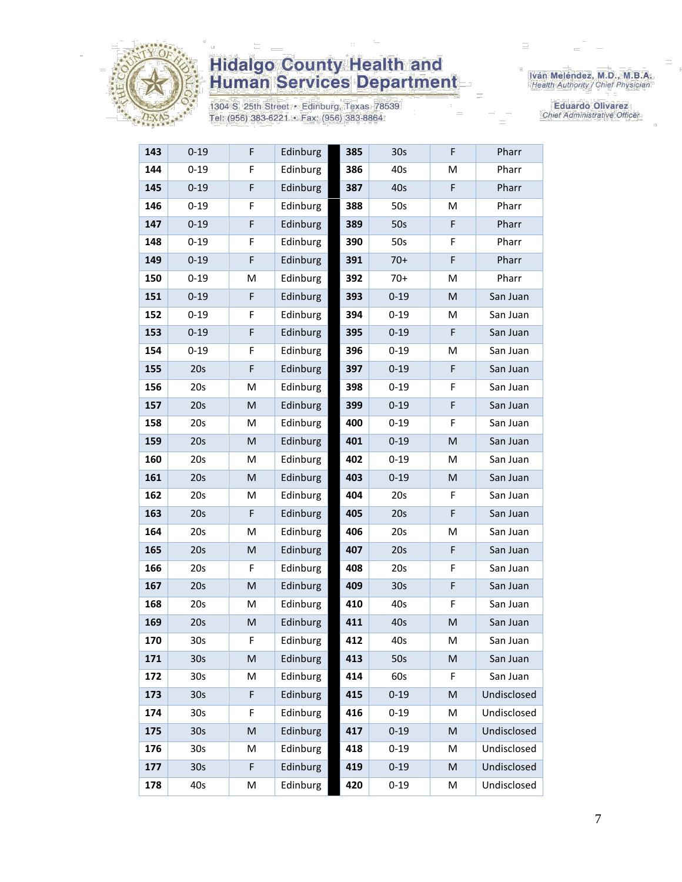# Hidalgo County Health and Human Services Department

1304 S. 25th Street • Edinburg, Texas 78539
Tel: (956) 383-6221 • Fax: (956) 383-8864

Iván Meléndez, M.D., M.B.A.
*Health Authority / Chief Physician*

Eduardo Olivarez
*Chief Administrative Officer*

| | | | | | | | |
|---|---|---|---|---|---|---|---|
| **143** | 0-19 | F | Edinburg | **385** | 30s | F | Pharr |
| **144** | 0-19 | F | Edinburg | **386** | 40s | M | Pharr |
| **145** | 0-19 | F | Edinburg | **387** | 40s | F | Pharr |
| **146** | 0-19 | F | Edinburg | **388** | 50s | M | Pharr |
| **147** | 0-19 | F | Edinburg | **389** | 50s | F | Pharr |
| **148** | 0-19 | F | Edinburg | **390** | 50s | F | Pharr |
| **149** | 0-19 | F | Edinburg | **391** | 70+ | F | Pharr |
| **150** | 0-19 | M | Edinburg | **392** | 70+ | M | Pharr |
| **151** | 0-19 | F | Edinburg | **393** | 0-19 | M | San Juan |
| **152** | 0-19 | F | Edinburg | **394** | 0-19 | M | San Juan |
| **153** | 0-19 | F | Edinburg | **395** | 0-19 | F | San Juan |
| **154** | 0-19 | F | Edinburg | **396** | 0-19 | M | San Juan |
| **155** | 20s | F | Edinburg | **397** | 0-19 | F | San Juan |
| **156** | 20s | M | Edinburg | **398** | 0-19 | F | San Juan |
| **157** | 20s | M | Edinburg | **399** | 0-19 | F | San Juan |
| **158** | 20s | M | Edinburg | **400** | 0-19 | F | San Juan |
| **159** | 20s | M | Edinburg | **401** | 0-19 | M | San Juan |
| **160** | 20s | M | Edinburg | **402** | 0-19 | M | San Juan |
| **161** | 20s | M | Edinburg | **403** | 0-19 | M | San Juan |
| **162** | 20s | M | Edinburg | **404** | 20s | F | San Juan |
| **163** | 20s | F | Edinburg | **405** | 20s | F | San Juan |
| **164** | 20s | M | Edinburg | **406** | 20s | M | San Juan |
| **165** | 20s | M | Edinburg | **407** | 20s | F | San Juan |
| **166** | 20s | F | Edinburg | **408** | 20s | F | San Juan |
| **167** | 20s | M | Edinburg | **409** | 30s | F | San Juan |
| **168** | 20s | M | Edinburg | **410** | 40s | F | San Juan |
| **169** | 20s | M | Edinburg | **411** | 40s | M | San Juan |
| **170** | 30s | F | Edinburg | **412** | 40s | M | San Juan |
| **171** | 30s | M | Edinburg | **413** | 50s | M | San Juan |
| **172** | 30s | M | Edinburg | **414** | 60s | F | San Juan |
| **173** | 30s | F | Edinburg | **415** | 0-19 | M | Undisclosed |
| **174** | 30s | F | Edinburg | **416** | 0-19 | M | Undisclosed |
| **175** | 30s | M | Edinburg | **417** | 0-19 | M | Undisclosed |
| **176** | 30s | M | Edinburg | **418** | 0-19 | M | Undisclosed |
| **177** | 30s | F | Edinburg | **419** | 0-19 | M | Undisclosed |
| **178** | 40s | M | Edinburg | **420** | 0-19 | M | Undisclosed |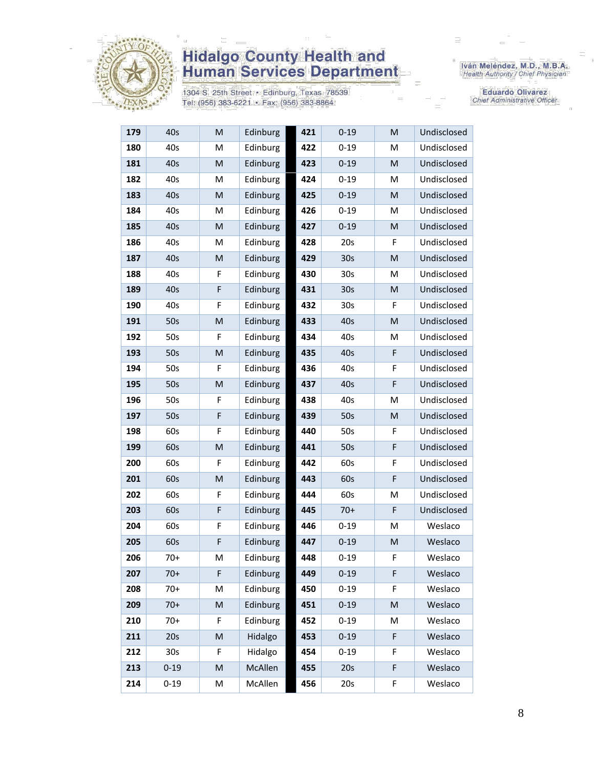| 179 | 40s | M | Edinburg | | 421 | 0-19 | M | Undisclosed |
|---|---|---|---|---|---|---|---|---|
| 180 | 40s | M | Edinburg | | 422 | 0-19 | M | Undisclosed |
| 181 | 40s | M | Edinburg | | 423 | 0-19 | M | Undisclosed |
| 182 | 40s | M | Edinburg | | 424 | 0-19 | M | Undisclosed |
| 183 | 40s | M | Edinburg | | 425 | 0-19 | M | Undisclosed |
| 184 | 40s | M | Edinburg | | 426 | 0-19 | M | Undisclosed |
| 185 | 40s | M | Edinburg | | 427 | 0-19 | M | Undisclosed |
| 186 | 40s | M | Edinburg | | 428 | 20s | F | Undisclosed |
| 187 | 40s | M | Edinburg | | 429 | 30s | M | Undisclosed |
| 188 | 40s | F | Edinburg | | 430 | 30s | M | Undisclosed |
| 189 | 40s | F | Edinburg | | 431 | 30s | M | Undisclosed |
| 190 | 40s | F | Edinburg | | 432 | 30s | F | Undisclosed |
| 191 | 50s | M | Edinburg | | 433 | 40s | M | Undisclosed |
| 192 | 50s | F | Edinburg | | 434 | 40s | M | Undisclosed |
| 193 | 50s | M | Edinburg | | 435 | 40s | F | Undisclosed |
| 194 | 50s | F | Edinburg | | 436 | 40s | F | Undisclosed |
| 195 | 50s | M | Edinburg | | 437 | 40s | F | Undisclosed |
| 196 | 50s | F | Edinburg | | 438 | 40s | M | Undisclosed |
| 197 | 50s | F | Edinburg | | 439 | 50s | M | Undisclosed |
| 198 | 60s | F | Edinburg | | 440 | 50s | F | Undisclosed |
| 199 | 60s | M | Edinburg | | 441 | 50s | F | Undisclosed |
| 200 | 60s | F | Edinburg | | 442 | 60s | F | Undisclosed |
| 201 | 60s | M | Edinburg | | 443 | 60s | F | Undisclosed |
| 202 | 60s | F | Edinburg | | 444 | 60s | M | Undisclosed |
| 203 | 60s | F | Edinburg | | 445 | 70+ | F | Undisclosed |
| 204 | 60s | F | Edinburg | | 446 | 0-19 | M | Weslaco |
| 205 | 60s | F | Edinburg | | 447 | 0-19 | M | Weslaco |
| 206 | 70+ | M | Edinburg | | 448 | 0-19 | F | Weslaco |
| 207 | 70+ | F | Edinburg | | 449 | 0-19 | F | Weslaco |
| 208 | 70+ | M | Edinburg | | 450 | 0-19 | F | Weslaco |
| 209 | 70+ | M | Edinburg | | 451 | 0-19 | M | Weslaco |
| 210 | 70+ | F | Edinburg | | 452 | 0-19 | M | Weslaco |
| 211 | 20s | M | Hidalgo | | 453 | 0-19 | F | Weslaco |
| 212 | 30s | F | Hidalgo | | 454 | 0-19 | F | Weslaco |
| 213 | 0-19 | M | McAllen | | 455 | 20s | F | Weslaco |
| 214 | 0-19 | M | McAllen | | 456 | 20s | F | Weslaco |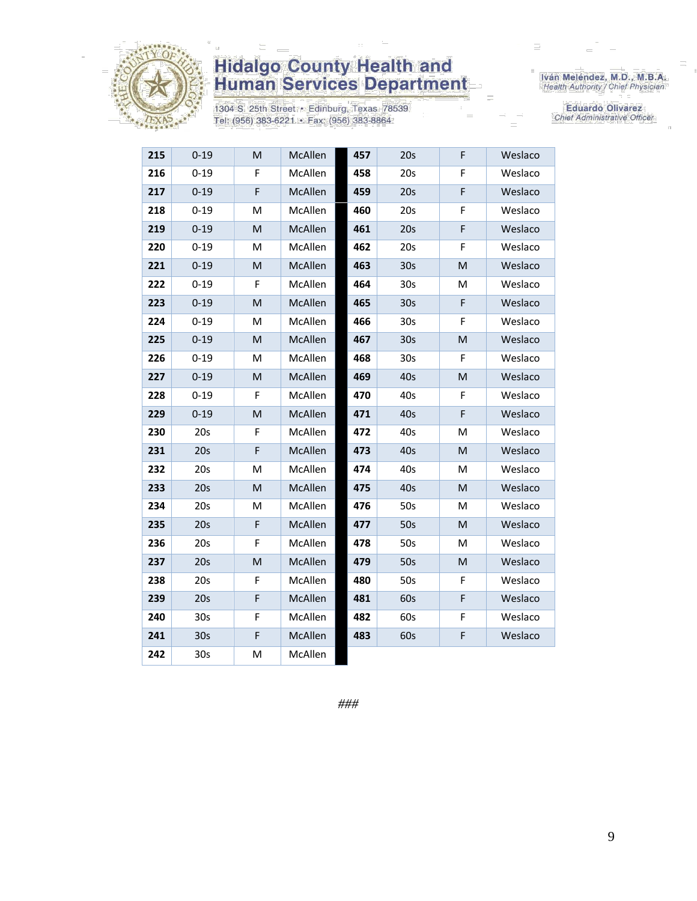# Hidalgo County Health and Human Services Department

1304 S. 25th Street • Edinburg, Texas 78539
Tel: (956) 383-6221 • Fax: (956) 383-8864

Iván Meléndez, M.D., M.B.A.
*Health Authority / Chief Physician*

Eduardo Olivarez
*Chief Administrative Officer*

| | | | | | | | |
|---|---|---|---|---|---|---|---|
| **215** | 0-19 | M | McAllen | **457** | 20s | F | Weslaco |
| **216** | 0-19 | F | McAllen | **458** | 20s | F | Weslaco |
| **217** | 0-19 | F | McAllen | **459** | 20s | F | Weslaco |
| **218** | 0-19 | M | McAllen | **460** | 20s | F | Weslaco |
| **219** | 0-19 | M | McAllen | **461** | 20s | F | Weslaco |
| **220** | 0-19 | M | McAllen | **462** | 20s | F | Weslaco |
| **221** | 0-19 | M | McAllen | **463** | 30s | M | Weslaco |
| **222** | 0-19 | F | McAllen | **464** | 30s | M | Weslaco |
| **223** | 0-19 | M | McAllen | **465** | 30s | F | Weslaco |
| **224** | 0-19 | M | McAllen | **466** | 30s | F | Weslaco |
| **225** | 0-19 | M | McAllen | **467** | 30s | M | Weslaco |
| **226** | 0-19 | M | McAllen | **468** | 30s | F | Weslaco |
| **227** | 0-19 | M | McAllen | **469** | 40s | M | Weslaco |
| **228** | 0-19 | F | McAllen | **470** | 40s | F | Weslaco |
| **229** | 0-19 | M | McAllen | **471** | 40s | F | Weslaco |
| **230** | 20s | F | McAllen | **472** | 40s | M | Weslaco |
| **231** | 20s | F | McAllen | **473** | 40s | M | Weslaco |
| **232** | 20s | M | McAllen | **474** | 40s | M | Weslaco |
| **233** | 20s | M | McAllen | **475** | 40s | M | Weslaco |
| **234** | 20s | M | McAllen | **476** | 50s | M | Weslaco |
| **235** | 20s | F | McAllen | **477** | 50s | M | Weslaco |
| **236** | 20s | F | McAllen | **478** | 50s | M | Weslaco |
| **237** | 20s | M | McAllen | **479** | 50s | M | Weslaco |
| **238** | 20s | F | McAllen | **480** | 50s | F | Weslaco |
| **239** | 20s | F | McAllen | **481** | 60s | F | Weslaco |
| **240** | 30s | F | McAllen | **482** | 60s | F | Weslaco |
| **241** | 30s | F | McAllen | **483** | 60s | F | Weslaco |
| **242** | 30s | M | McAllen | | | | |

###